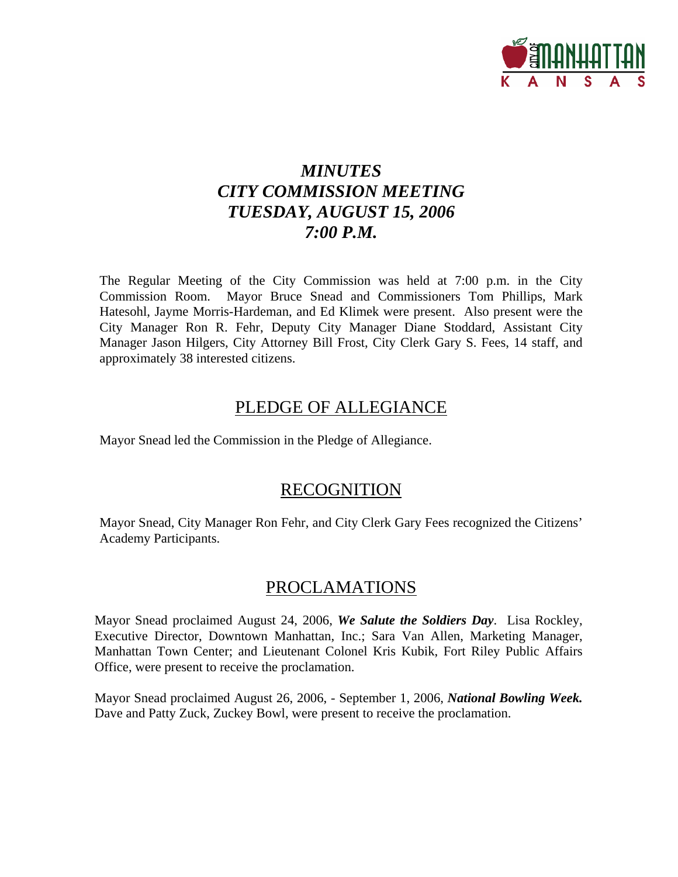# *MINUTES*
# *CITY COMMISSION MEETING*
# *TUESDAY, AUGUST 15, 2006*
# *7:00 P.M.*

The Regular Meeting of the City Commission was held at 7:00 p.m. in the City Commission Room. Mayor Bruce Snead and Commissioners Tom Phillips, Mark Hatesohl, Jayme Morris-Hardeman, and Ed Klimek were present. Also present were the City Manager Ron R. Fehr, Deputy City Manager Diane Stoddard, Assistant City Manager Jason Hilgers, City Attorney Bill Frost, City Clerk Gary S. Fees, 14 staff, and approximately 38 interested citizens.

## PLEDGE OF ALLEGIANCE

Mayor Snead led the Commission in the Pledge of Allegiance.

## RECOGNITION

Mayor Snead, City Manager Ron Fehr, and City Clerk Gary Fees recognized the Citizens' Academy Participants.

## PROCLAMATIONS

Mayor Snead proclaimed August 24, 2006, ***We Salute the Soldiers Day***. Lisa Rockley, Executive Director, Downtown Manhattan, Inc.; Sara Van Allen, Marketing Manager, Manhattan Town Center; and Lieutenant Colonel Kris Kubik, Fort Riley Public Affairs Office, were present to receive the proclamation.

Mayor Snead proclaimed August 26, 2006, - September 1, 2006, ***National Bowling Week.*** Dave and Patty Zuck, Zuckey Bowl, were present to receive the proclamation.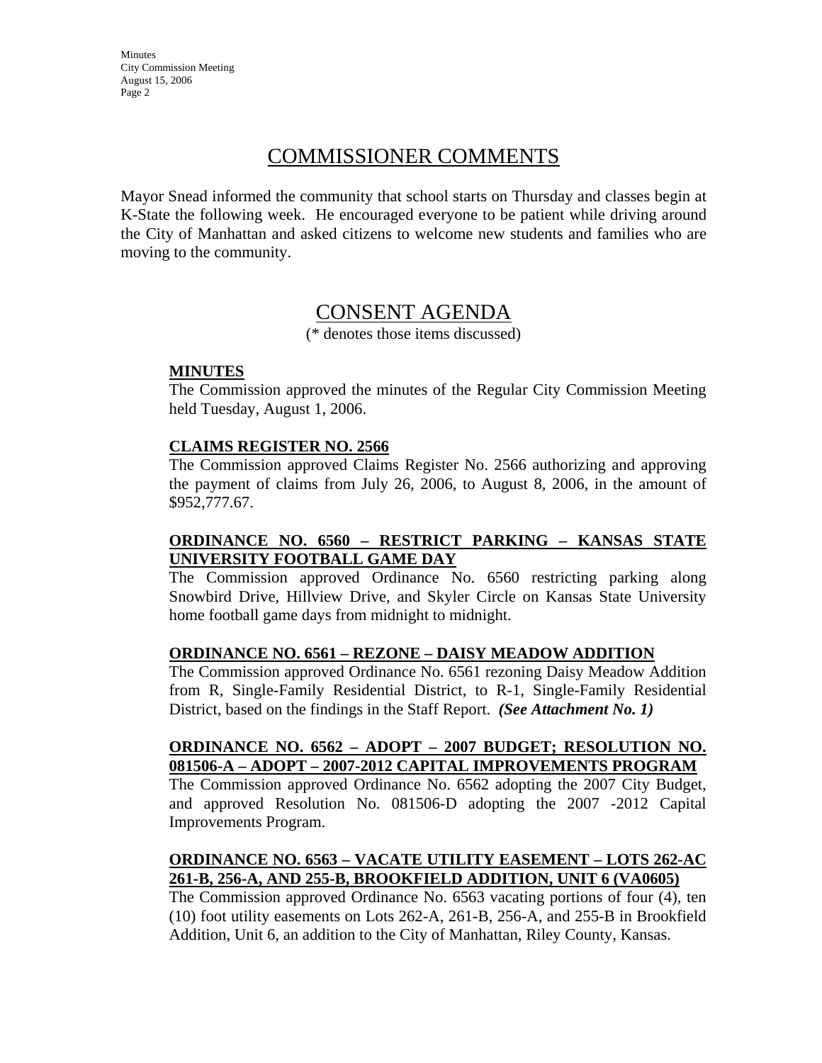## COMMISSIONER COMMENTS

Mayor Snead informed the community that school starts on Thursday and classes begin at K-State the following week. He encouraged everyone to be patient while driving around the City of Manhattan and asked citizens to welcome new students and families who are moving to the community.

## CONSENT AGENDA

(* denotes those items discussed)

**MINUTES**

The Commission approved the minutes of the Regular City Commission Meeting held Tuesday, August 1, 2006.

**CLAIMS REGISTER NO. 2566**

The Commission approved Claims Register No. 2566 authorizing and approving the payment of claims from July 26, 2006, to August 8, 2006, in the amount of $952,777.67.

**ORDINANCE NO. 6560 – RESTRICT PARKING – KANSAS STATE UNIVERSITY FOOTBALL GAME DAY**

The Commission approved Ordinance No. 6560 restricting parking along Snowbird Drive, Hillview Drive, and Skyler Circle on Kansas State University home football game days from midnight to midnight.

**ORDINANCE NO. 6561 – REZONE – DAISY MEADOW ADDITION**

The Commission approved Ordinance No. 6561 rezoning Daisy Meadow Addition from R, Single-Family Residential District, to R-1, Single-Family Residential District, based on the findings in the Staff Report. ***(See Attachment No. 1)***

**ORDINANCE NO. 6562 – ADOPT – 2007 BUDGET; RESOLUTION NO. 081506-A – ADOPT – 2007-2012 CAPITAL IMPROVEMENTS PROGRAM**

The Commission approved Ordinance No. 6562 adopting the 2007 City Budget, and approved Resolution No. 081506-D adopting the 2007 -2012 Capital Improvements Program.

**ORDINANCE NO. 6563 – VACATE UTILITY EASEMENT – LOTS 262-AC 261-B, 256-A, AND 255-B, BROOKFIELD ADDITION, UNIT 6 (VA0605)**

The Commission approved Ordinance No. 6563 vacating portions of four (4), ten (10) foot utility easements on Lots 262-A, 261-B, 256-A, and 255-B in Brookfield Addition, Unit 6, an addition to the City of Manhattan, Riley County, Kansas.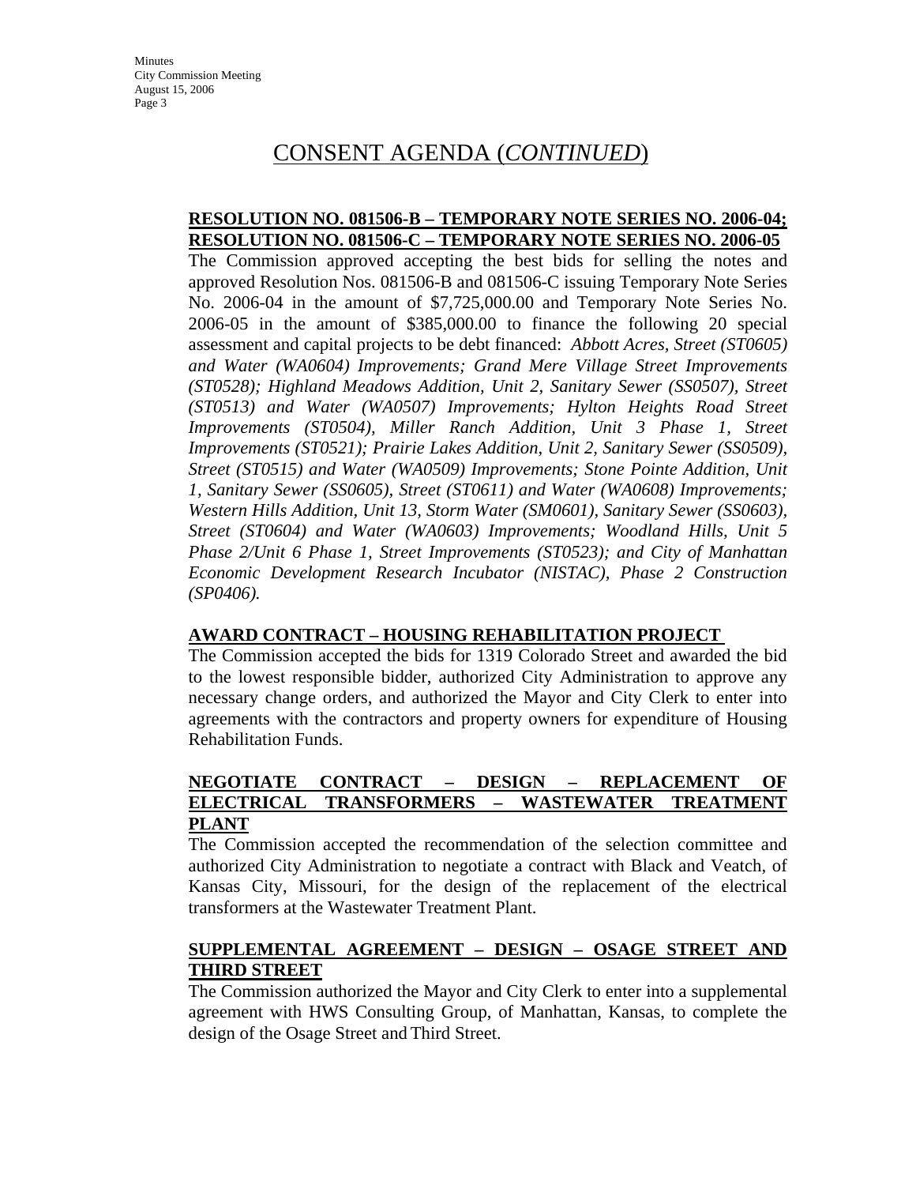## CONSENT AGENDA (*CONTINUED*)

**RESOLUTION NO. 081506-B – TEMPORARY NOTE SERIES NO. 2006-04; RESOLUTION NO. 081506-C – TEMPORARY NOTE SERIES NO. 2006-05**

The Commission approved accepting the best bids for selling the notes and approved Resolution Nos. 081506-B and 081506-C issuing Temporary Note Series No. 2006-04 in the amount of $7,725,000.00 and Temporary Note Series No. 2006-05 in the amount of $385,000.00 to finance the following 20 special assessment and capital projects to be debt financed: *Abbott Acres, Street (ST0605) and Water (WA0604) Improvements; Grand Mere Village Street Improvements (ST0528); Highland Meadows Addition, Unit 2, Sanitary Sewer (SS0507), Street (ST0513) and Water (WA0507) Improvements; Hylton Heights Road Street Improvements (ST0504), Miller Ranch Addition, Unit 3 Phase 1, Street Improvements (ST0521); Prairie Lakes Addition, Unit 2, Sanitary Sewer (SS0509), Street (ST0515) and Water (WA0509) Improvements; Stone Pointe Addition, Unit 1, Sanitary Sewer (SS0605), Street (ST0611) and Water (WA0608) Improvements; Western Hills Addition, Unit 13, Storm Water (SM0601), Sanitary Sewer (SS0603), Street (ST0604) and Water (WA0603) Improvements; Woodland Hills, Unit 5 Phase 2/Unit 6 Phase 1, Street Improvements (ST0523); and City of Manhattan Economic Development Research Incubator (NISTAC), Phase 2 Construction (SP0406).*

**AWARD CONTRACT – HOUSING REHABILITATION PROJECT**

The Commission accepted the bids for 1319 Colorado Street and awarded the bid to the lowest responsible bidder, authorized City Administration to approve any necessary change orders, and authorized the Mayor and City Clerk to enter into agreements with the contractors and property owners for expenditure of Housing Rehabilitation Funds.

**NEGOTIATE CONTRACT – DESIGN – REPLACEMENT OF ELECTRICAL TRANSFORMERS – WASTEWATER TREATMENT PLANT**

The Commission accepted the recommendation of the selection committee and authorized City Administration to negotiate a contract with Black and Veatch, of Kansas City, Missouri, for the design of the replacement of the electrical transformers at the Wastewater Treatment Plant.

**SUPPLEMENTAL AGREEMENT – DESIGN – OSAGE STREET AND THIRD STREET**

The Commission authorized the Mayor and City Clerk to enter into a supplemental agreement with HWS Consulting Group, of Manhattan, Kansas, to complete the design of the Osage Street and Third Street.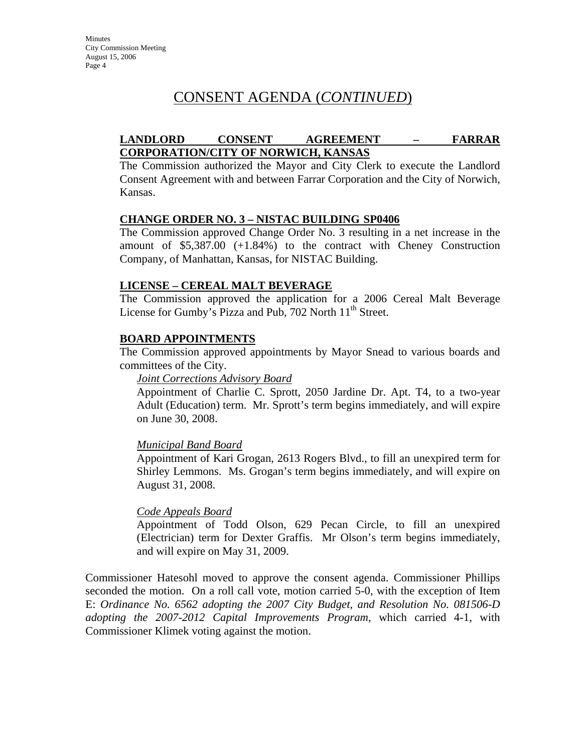# CONSENT AGENDA (*CONTINUED*)

**LANDLORD CONSENT AGREEMENT – FARRAR CORPORATION/CITY OF NORWICH, KANSAS**

The Commission authorized the Mayor and City Clerk to execute the Landlord Consent Agreement with and between Farrar Corporation and the City of Norwich, Kansas.

**CHANGE ORDER NO. 3 – NISTAC BUILDING SP0406**

The Commission approved Change Order No. 3 resulting in a net increase in the amount of $5,387.00 (+1.84%) to the contract with Cheney Construction Company, of Manhattan, Kansas, for NISTAC Building.

**LICENSE – CEREAL MALT BEVERAGE**

The Commission approved the application for a 2006 Cereal Malt Beverage License for Gumby's Pizza and Pub, 702 North 11th Street.

**BOARD APPOINTMENTS**

The Commission approved appointments by Mayor Snead to various boards and committees of the City.

*Joint Corrections Advisory Board*

Appointment of Charlie C. Sprott, 2050 Jardine Dr. Apt. T4, to a two-year Adult (Education) term. Mr. Sprott's term begins immediately, and will expire on June 30, 2008.

*Municipal Band Board*

Appointment of Kari Grogan, 2613 Rogers Blvd., to fill an unexpired term for Shirley Lemmons. Ms. Grogan's term begins immediately, and will expire on August 31, 2008.

*Code Appeals Board*

Appointment of Todd Olson, 629 Pecan Circle, to fill an unexpired (Electrician) term for Dexter Graffis. Mr Olson's term begins immediately, and will expire on May 31, 2009.

Commissioner Hatesohl moved to approve the consent agenda. Commissioner Phillips seconded the motion. On a roll call vote, motion carried 5-0, with the exception of Item E: *Ordinance No. 6562 adopting the 2007 City Budget, and Resolution No. 081506-D adopting the 2007-2012 Capital Improvements Program,* which carried 4-1, with Commissioner Klimek voting against the motion.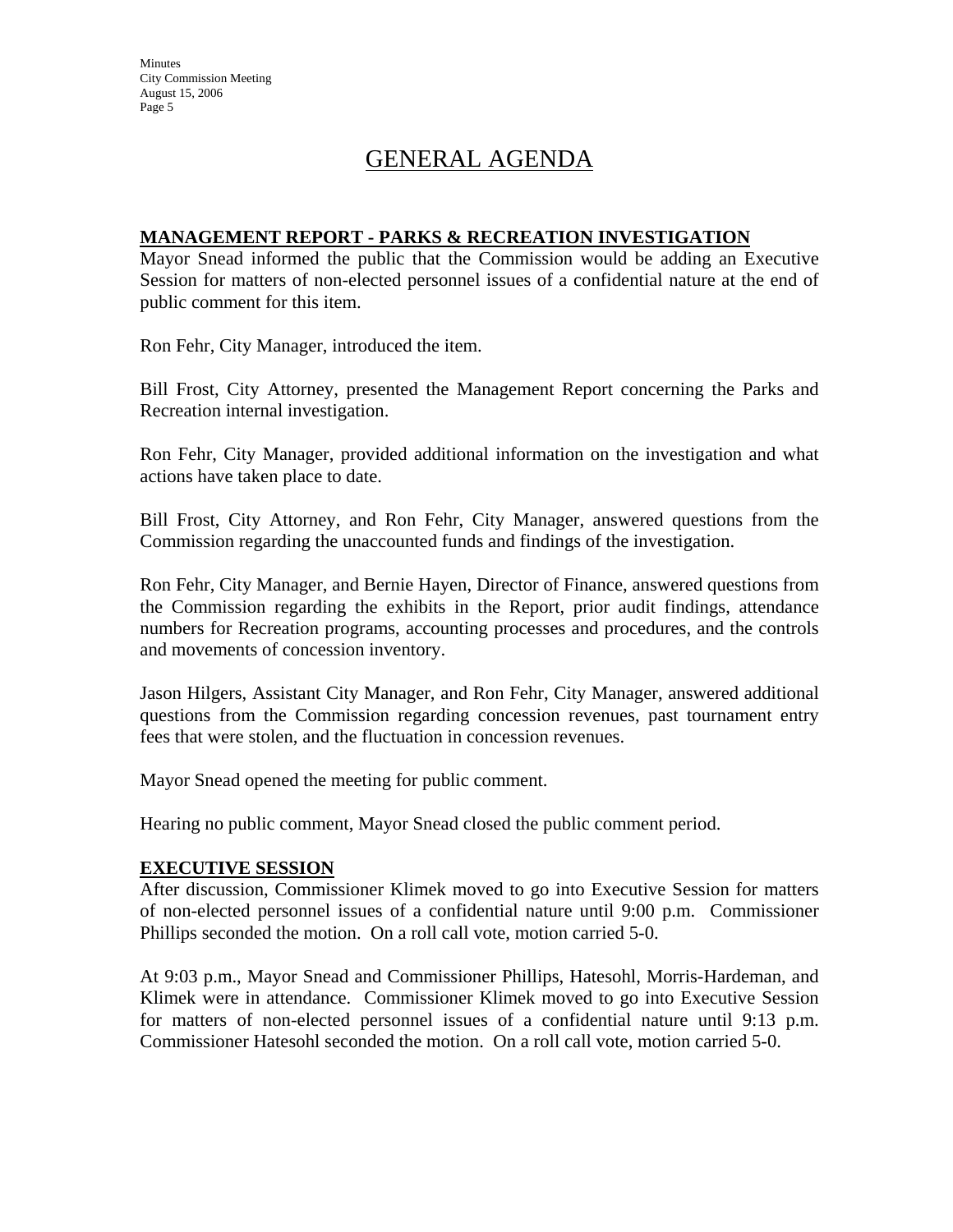# GENERAL AGENDA

**MANAGEMENT REPORT - PARKS & RECREATION INVESTIGATION**

Mayor Snead informed the public that the Commission would be adding an Executive Session for matters of non-elected personnel issues of a confidential nature at the end of public comment for this item.

Ron Fehr, City Manager, introduced the item.

Bill Frost, City Attorney, presented the Management Report concerning the Parks and Recreation internal investigation.

Ron Fehr, City Manager, provided additional information on the investigation and what actions have taken place to date.

Bill Frost, City Attorney, and Ron Fehr, City Manager, answered questions from the Commission regarding the unaccounted funds and findings of the investigation.

Ron Fehr, City Manager, and Bernie Hayen, Director of Finance, answered questions from the Commission regarding the exhibits in the Report, prior audit findings, attendance numbers for Recreation programs, accounting processes and procedures, and the controls and movements of concession inventory.

Jason Hilgers, Assistant City Manager, and Ron Fehr, City Manager, answered additional questions from the Commission regarding concession revenues, past tournament entry fees that were stolen, and the fluctuation in concession revenues.

Mayor Snead opened the meeting for public comment.

Hearing no public comment, Mayor Snead closed the public comment period.

**EXECUTIVE SESSION**

After discussion, Commissioner Klimek moved to go into Executive Session for matters of non-elected personnel issues of a confidential nature until 9:00 p.m. Commissioner Phillips seconded the motion. On a roll call vote, motion carried 5-0.

At 9:03 p.m., Mayor Snead and Commissioner Phillips, Hatesohl, Morris-Hardeman, and Klimek were in attendance. Commissioner Klimek moved to go into Executive Session for matters of non-elected personnel issues of a confidential nature until 9:13 p.m. Commissioner Hatesohl seconded the motion. On a roll call vote, motion carried 5-0.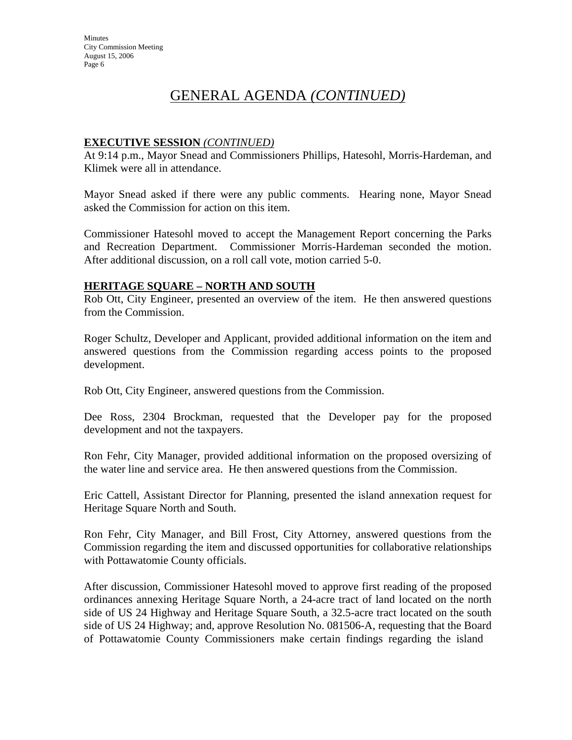# GENERAL AGENDA *(CONTINUED)*

**EXECUTIVE SESSION** *(CONTINUED)*

At 9:14 p.m., Mayor Snead and Commissioners Phillips, Hatesohl, Morris-Hardeman, and Klimek were all in attendance.

Mayor Snead asked if there were any public comments. Hearing none, Mayor Snead asked the Commission for action on this item.

Commissioner Hatesohl moved to accept the Management Report concerning the Parks and Recreation Department. Commissioner Morris-Hardeman seconded the motion. After additional discussion, on a roll call vote, motion carried 5-0.

**HERITAGE SQUARE – NORTH AND SOUTH**

Rob Ott, City Engineer, presented an overview of the item. He then answered questions from the Commission.

Roger Schultz, Developer and Applicant, provided additional information on the item and answered questions from the Commission regarding access points to the proposed development.

Rob Ott, City Engineer, answered questions from the Commission.

Dee Ross, 2304 Brockman, requested that the Developer pay for the proposed development and not the taxpayers.

Ron Fehr, City Manager, provided additional information on the proposed oversizing of the water line and service area. He then answered questions from the Commission.

Eric Cattell, Assistant Director for Planning, presented the island annexation request for Heritage Square North and South.

Ron Fehr, City Manager, and Bill Frost, City Attorney, answered questions from the Commission regarding the item and discussed opportunities for collaborative relationships with Pottawatomie County officials.

After discussion, Commissioner Hatesohl moved to approve first reading of the proposed ordinances annexing Heritage Square North, a 24-acre tract of land located on the north side of US 24 Highway and Heritage Square South, a 32.5-acre tract located on the south side of US 24 Highway; and, approve Resolution No. 081506-A, requesting that the Board of Pottawatomie County Commissioners make certain findings regarding the island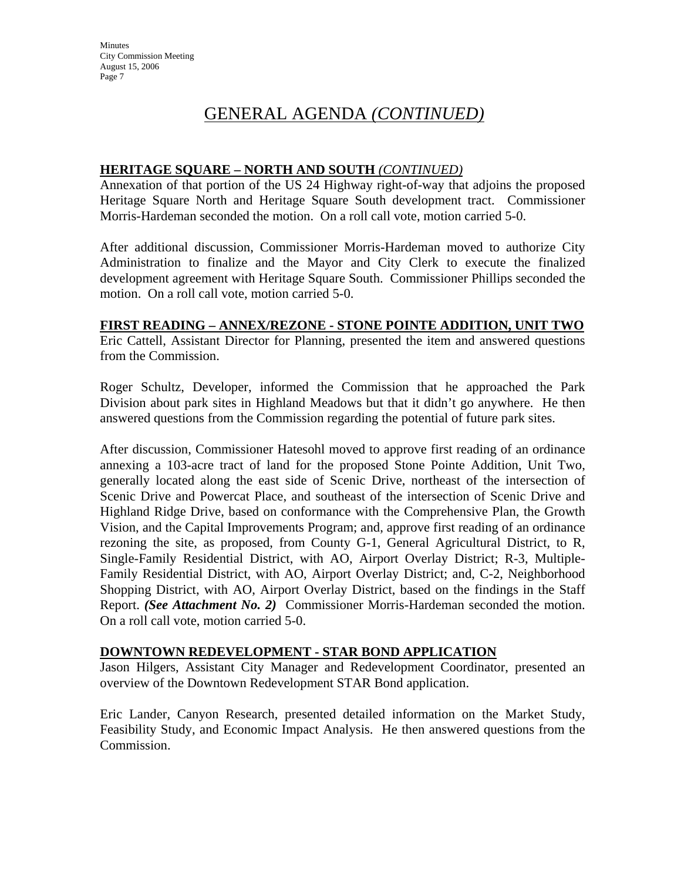# GENERAL AGENDA *(CONTINUED)*

**HERITAGE SQUARE – NORTH AND SOUTH** ***(CONTINUED)***

Annexation of that portion of the US 24 Highway right-of-way that adjoins the proposed Heritage Square North and Heritage Square South development tract. Commissioner Morris-Hardeman seconded the motion. On a roll call vote, motion carried 5-0.

After additional discussion, Commissioner Morris-Hardeman moved to authorize City Administration to finalize and the Mayor and City Clerk to execute the finalized development agreement with Heritage Square South. Commissioner Phillips seconded the motion. On a roll call vote, motion carried 5-0.

**FIRST READING – ANNEX/REZONE - STONE POINTE ADDITION, UNIT TWO**

Eric Cattell, Assistant Director for Planning, presented the item and answered questions from the Commission.

Roger Schultz, Developer, informed the Commission that he approached the Park Division about park sites in Highland Meadows but that it didn't go anywhere. He then answered questions from the Commission regarding the potential of future park sites.

After discussion, Commissioner Hatesohl moved to approve first reading of an ordinance annexing a 103-acre tract of land for the proposed Stone Pointe Addition, Unit Two, generally located along the east side of Scenic Drive, northeast of the intersection of Scenic Drive and Powercat Place, and southeast of the intersection of Scenic Drive and Highland Ridge Drive, based on conformance with the Comprehensive Plan, the Growth Vision, and the Capital Improvements Program; and, approve first reading of an ordinance rezoning the site, as proposed, from County G-1, General Agricultural District, to R, Single-Family Residential District, with AO, Airport Overlay District; R-3, Multiple-Family Residential District, with AO, Airport Overlay District; and, C-2, Neighborhood Shopping District, with AO, Airport Overlay District, based on the findings in the Staff Report. ***(See Attachment No. 2)*** Commissioner Morris-Hardeman seconded the motion. On a roll call vote, motion carried 5-0.

**DOWNTOWN REDEVELOPMENT - STAR BOND APPLICATION**

Jason Hilgers, Assistant City Manager and Redevelopment Coordinator, presented an overview of the Downtown Redevelopment STAR Bond application.

Eric Lander, Canyon Research, presented detailed information on the Market Study, Feasibility Study, and Economic Impact Analysis. He then answered questions from the Commission.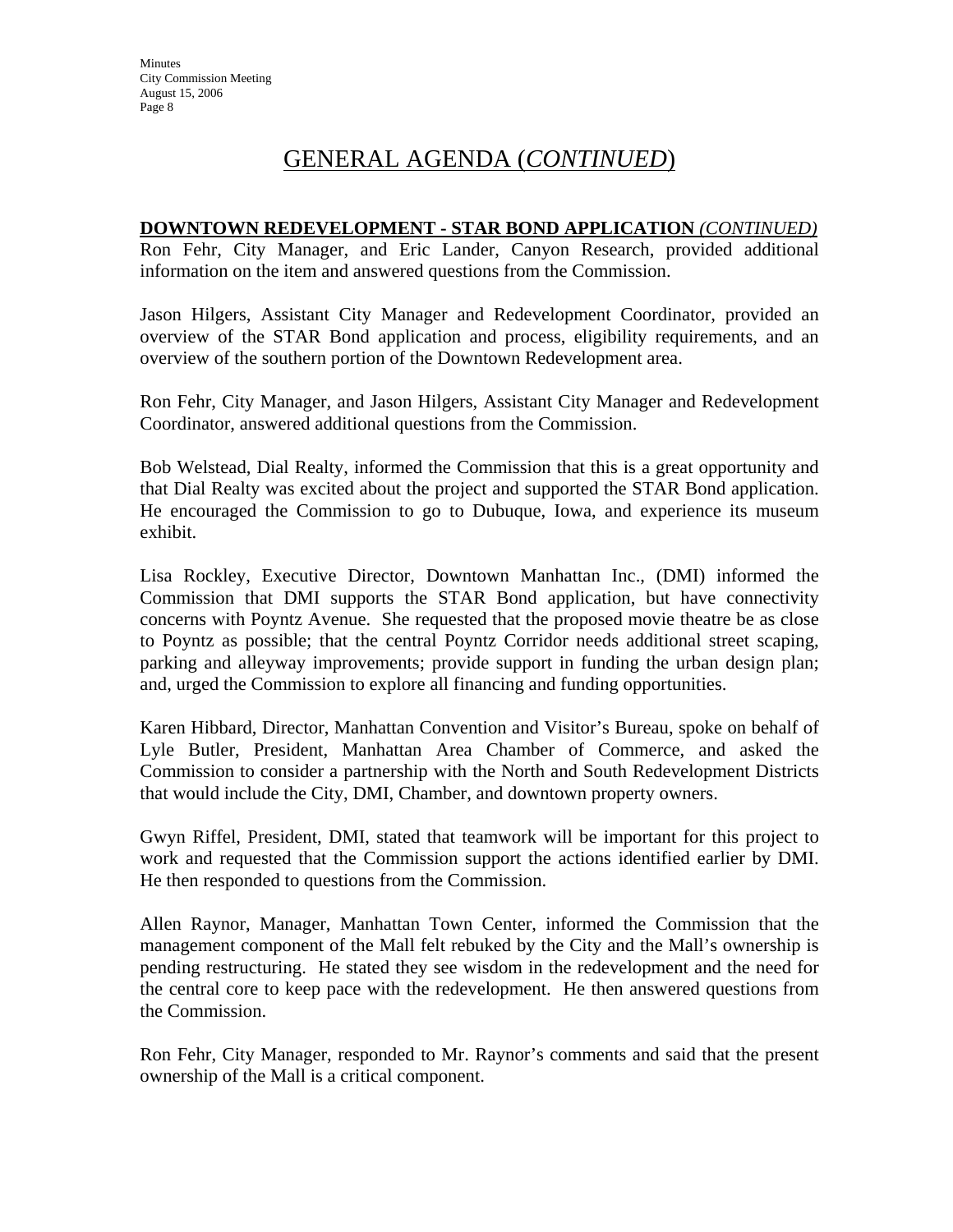# GENERAL AGENDA (*CONTINUED*)

**DOWNTOWN REDEVELOPMENT - STAR BOND APPLICATION** ***(CONTINUED)***

Ron Fehr, City Manager, and Eric Lander, Canyon Research, provided additional information on the item and answered questions from the Commission.

Jason Hilgers, Assistant City Manager and Redevelopment Coordinator, provided an overview of the STAR Bond application and process, eligibility requirements, and an overview of the southern portion of the Downtown Redevelopment area.

Ron Fehr, City Manager, and Jason Hilgers, Assistant City Manager and Redevelopment Coordinator, answered additional questions from the Commission.

Bob Welstead, Dial Realty, informed the Commission that this is a great opportunity and that Dial Realty was excited about the project and supported the STAR Bond application. He encouraged the Commission to go to Dubuque, Iowa, and experience its museum exhibit.

Lisa Rockley, Executive Director, Downtown Manhattan Inc., (DMI) informed the Commission that DMI supports the STAR Bond application, but have connectivity concerns with Poyntz Avenue. She requested that the proposed movie theatre be as close to Poyntz as possible; that the central Poyntz Corridor needs additional street scaping, parking and alleyway improvements; provide support in funding the urban design plan; and, urged the Commission to explore all financing and funding opportunities.

Karen Hibbard, Director, Manhattan Convention and Visitor's Bureau, spoke on behalf of Lyle Butler, President, Manhattan Area Chamber of Commerce, and asked the Commission to consider a partnership with the North and South Redevelopment Districts that would include the City, DMI, Chamber, and downtown property owners.

Gwyn Riffel, President, DMI, stated that teamwork will be important for this project to work and requested that the Commission support the actions identified earlier by DMI. He then responded to questions from the Commission.

Allen Raynor, Manager, Manhattan Town Center, informed the Commission that the management component of the Mall felt rebuked by the City and the Mall's ownership is pending restructuring. He stated they see wisdom in the redevelopment and the need for the central core to keep pace with the redevelopment. He then answered questions from the Commission.

Ron Fehr, City Manager, responded to Mr. Raynor's comments and said that the present ownership of the Mall is a critical component.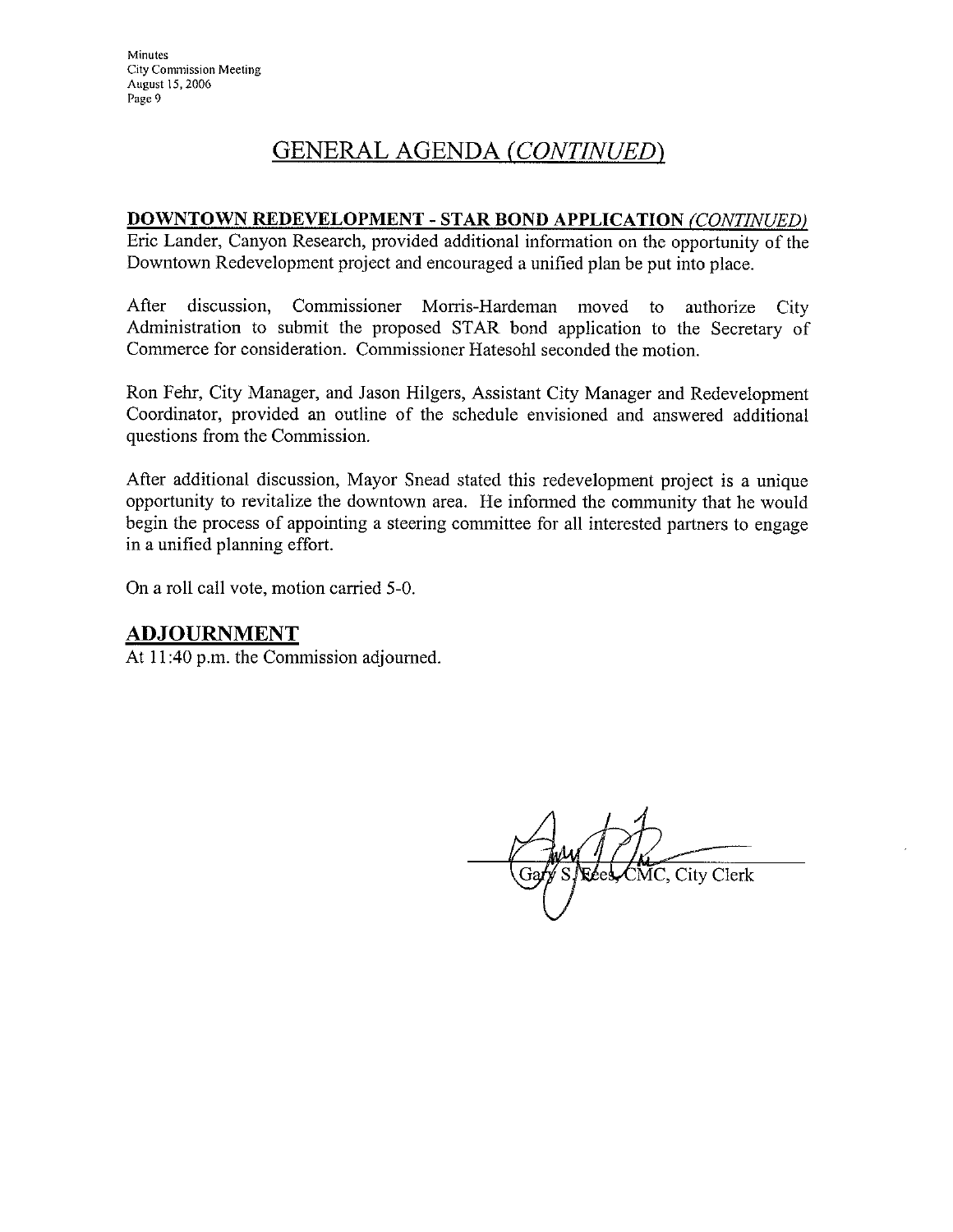## GENERAL AGENDA *(CONTINUED)*

**DOWNTOWN REDEVELOPMENT - STAR BOND APPLICATION** ***(CONTINUED)***

Eric Lander, Canyon Research, provided additional information on the opportunity of the Downtown Redevelopment project and encouraged a unified plan be put into place.

After discussion, Commissioner Morris-Hardeman moved to authorize City Administration to submit the proposed STAR bond application to the Secretary of Commerce for consideration. Commissioner Hatesohl seconded the motion.

Ron Fehr, City Manager, and Jason Hilgers, Assistant City Manager and Redevelopment Coordinator, provided an outline of the schedule envisioned and answered additional questions from the Commission.

After additional discussion, Mayor Snead stated this redevelopment project is a unique opportunity to revitalize the downtown area. He informed the community that he would begin the process of appointing a steering committee for all interested partners to engage in a unified planning effort.

On a roll call vote, motion carried 5-0.

## ADJOURNMENT

At 11:40 p.m. the Commission adjourned.

Gary S. Fees, CMC, City Clerk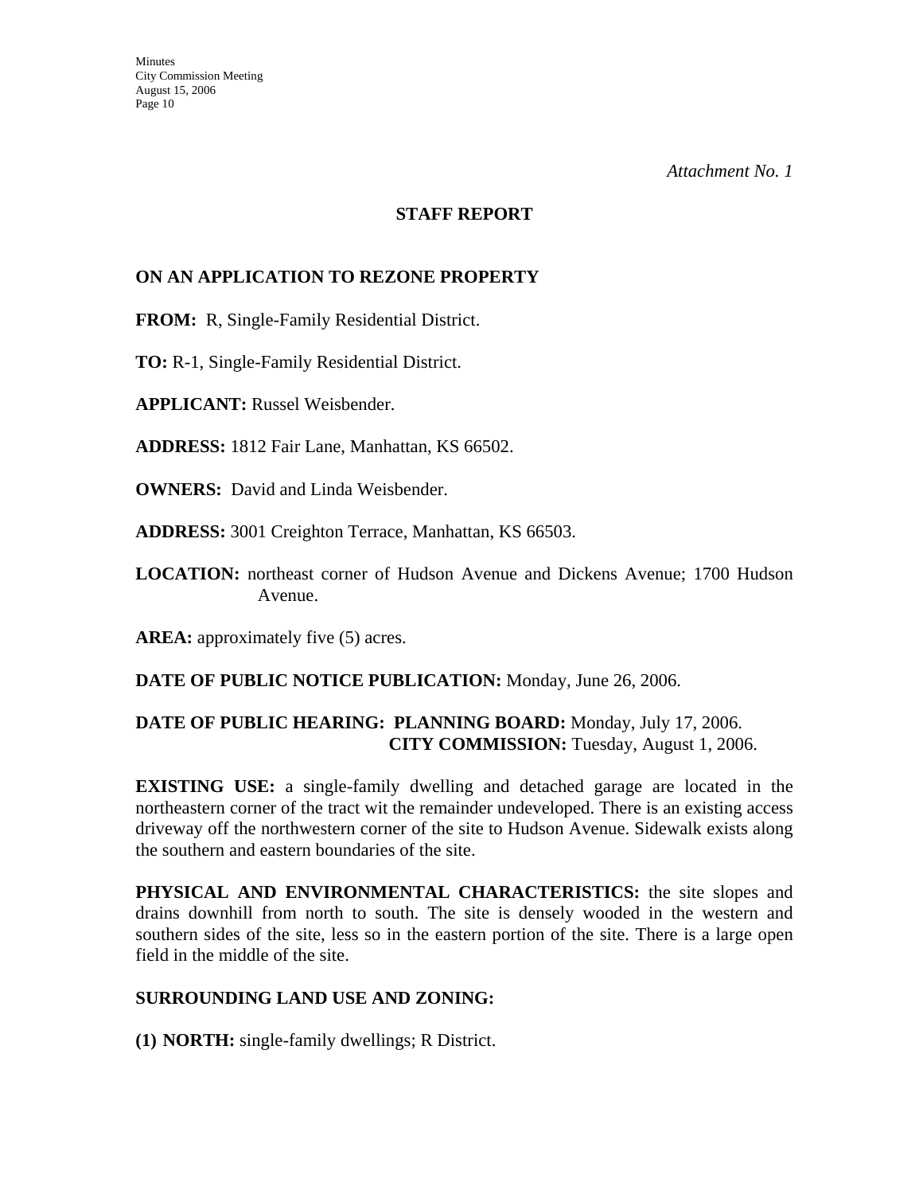*Attachment No. 1*

# STAFF REPORT

## ON AN APPLICATION TO REZONE PROPERTY

**FROM:** R, Single-Family Residential District.

**TO:** R-1, Single-Family Residential District.

**APPLICANT:** Russel Weisbender.

**ADDRESS:** 1812 Fair Lane, Manhattan, KS 66502.

**OWNERS:** David and Linda Weisbender.

**ADDRESS:** 3001 Creighton Terrace, Manhattan, KS 66503.

**LOCATION:** northeast corner of Hudson Avenue and Dickens Avenue; 1700 Hudson Avenue.

**AREA:** approximately five (5) acres.

**DATE OF PUBLIC NOTICE PUBLICATION:** Monday, June 26, 2006.

**DATE OF PUBLIC HEARING: PLANNING BOARD:** Monday, July 17, 2006.
**CITY COMMISSION:** Tuesday, August 1, 2006.

**EXISTING USE:** a single-family dwelling and detached garage are located in the northeastern corner of the tract wit the remainder undeveloped. There is an existing access driveway off the northwestern corner of the site to Hudson Avenue. Sidewalk exists along the southern and eastern boundaries of the site.

**PHYSICAL AND ENVIRONMENTAL CHARACTERISTICS:** the site slopes and drains downhill from north to south. The site is densely wooded in the western and southern sides of the site, less so in the eastern portion of the site. There is a large open field in the middle of the site.

**SURROUNDING LAND USE AND ZONING:**

**(1) NORTH:** single-family dwellings; R District.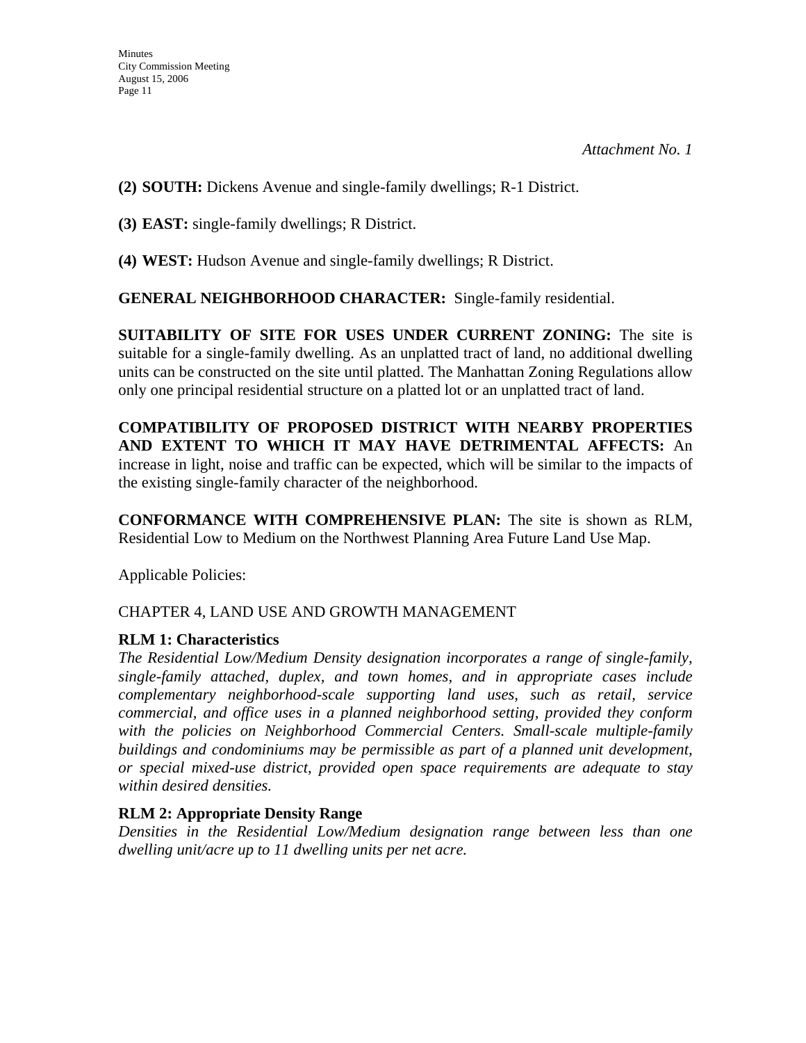*Attachment No. 1*

**(2) SOUTH:** Dickens Avenue and single-family dwellings; R-1 District.

**(3) EAST:** single-family dwellings; R District.

**(4) WEST:** Hudson Avenue and single-family dwellings; R District.

**GENERAL NEIGHBORHOOD CHARACTER:** Single-family residential.

**SUITABILITY OF SITE FOR USES UNDER CURRENT ZONING:** The site is suitable for a single-family dwelling. As an unplatted tract of land, no additional dwelling units can be constructed on the site until platted. The Manhattan Zoning Regulations allow only one principal residential structure on a platted lot or an unplatted tract of land.

**COMPATIBILITY OF PROPOSED DISTRICT WITH NEARBY PROPERTIES AND EXTENT TO WHICH IT MAY HAVE DETRIMENTAL AFFECTS:** An increase in light, noise and traffic can be expected, which will be similar to the impacts of the existing single-family character of the neighborhood.

**CONFORMANCE WITH COMPREHENSIVE PLAN:** The site is shown as RLM, Residential Low to Medium on the Northwest Planning Area Future Land Use Map.

Applicable Policies:

CHAPTER 4, LAND USE AND GROWTH MANAGEMENT

**RLM 1: Characteristics**

*The Residential Low/Medium Density designation incorporates a range of single-family, single-family attached, duplex, and town homes, and in appropriate cases include complementary neighborhood-scale supporting land uses, such as retail, service commercial, and office uses in a planned neighborhood setting, provided they conform with the policies on Neighborhood Commercial Centers. Small-scale multiple-family buildings and condominiums may be permissible as part of a planned unit development, or special mixed-use district, provided open space requirements are adequate to stay within desired densities.*

**RLM 2: Appropriate Density Range**

*Densities in the Residential Low/Medium designation range between less than one dwelling unit/acre up to 11 dwelling units per net acre.*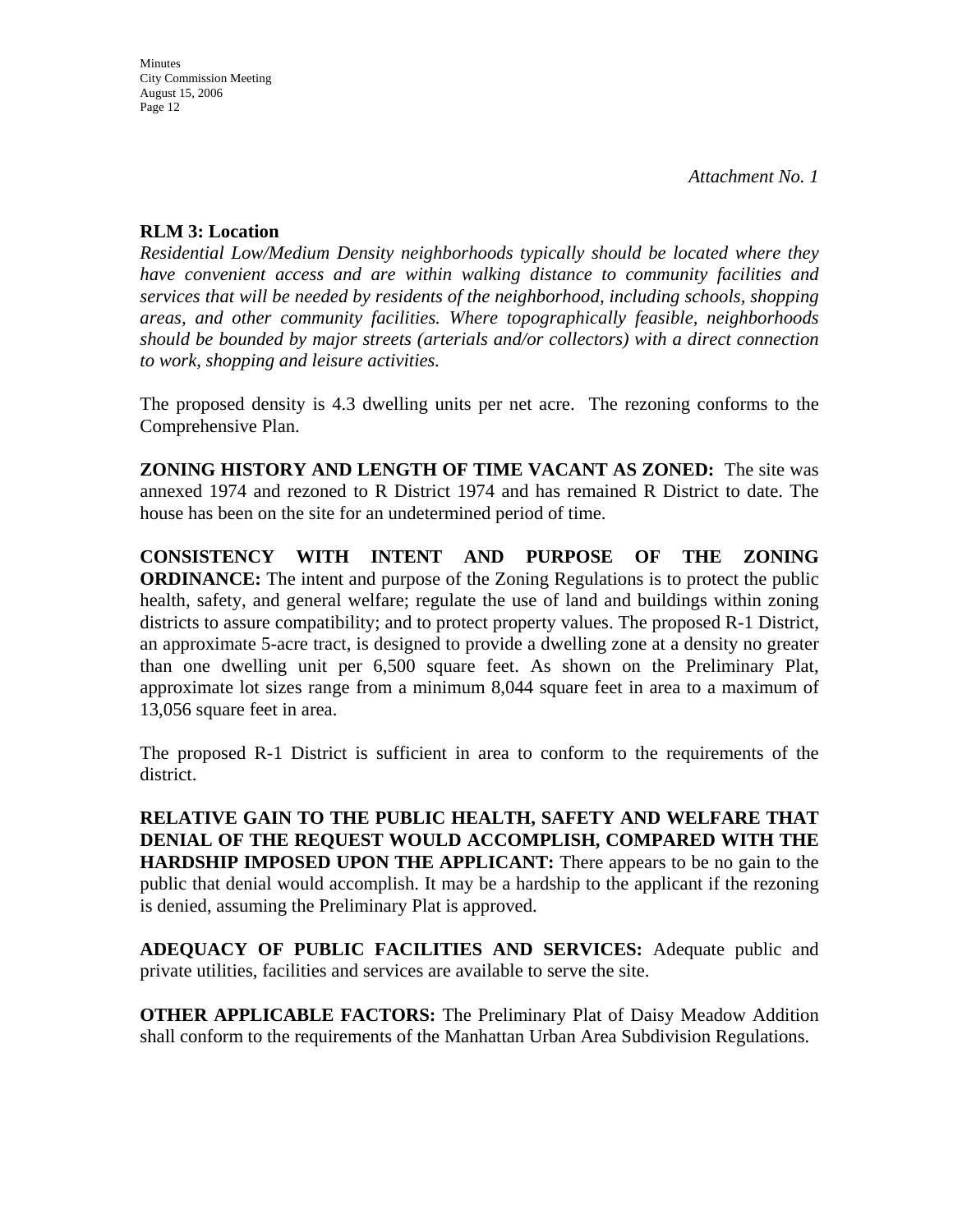*Attachment No. 1*

**RLM 3: Location**

*Residential Low/Medium Density neighborhoods typically should be located where they have convenient access and are within walking distance to community facilities and services that will be needed by residents of the neighborhood, including schools, shopping areas, and other community facilities. Where topographically feasible, neighborhoods should be bounded by major streets (arterials and/or collectors) with a direct connection to work, shopping and leisure activities.*

The proposed density is 4.3 dwelling units per net acre. The rezoning conforms to the Comprehensive Plan.

**ZONING HISTORY AND LENGTH OF TIME VACANT AS ZONED:** The site was annexed 1974 and rezoned to R District 1974 and has remained R District to date. The house has been on the site for an undetermined period of time.

**CONSISTENCY WITH INTENT AND PURPOSE OF THE ZONING ORDINANCE:** The intent and purpose of the Zoning Regulations is to protect the public health, safety, and general welfare; regulate the use of land and buildings within zoning districts to assure compatibility; and to protect property values. The proposed R-1 District, an approximate 5-acre tract, is designed to provide a dwelling zone at a density no greater than one dwelling unit per 6,500 square feet. As shown on the Preliminary Plat, approximate lot sizes range from a minimum 8,044 square feet in area to a maximum of 13,056 square feet in area.

The proposed R-1 District is sufficient in area to conform to the requirements of the district.

**RELATIVE GAIN TO THE PUBLIC HEALTH, SAFETY AND WELFARE THAT DENIAL OF THE REQUEST WOULD ACCOMPLISH, COMPARED WITH THE HARDSHIP IMPOSED UPON THE APPLICANT:** There appears to be no gain to the public that denial would accomplish. It may be a hardship to the applicant if the rezoning is denied, assuming the Preliminary Plat is approved.

**ADEQUACY OF PUBLIC FACILITIES AND SERVICES:** Adequate public and private utilities, facilities and services are available to serve the site.

**OTHER APPLICABLE FACTORS:** The Preliminary Plat of Daisy Meadow Addition shall conform to the requirements of the Manhattan Urban Area Subdivision Regulations.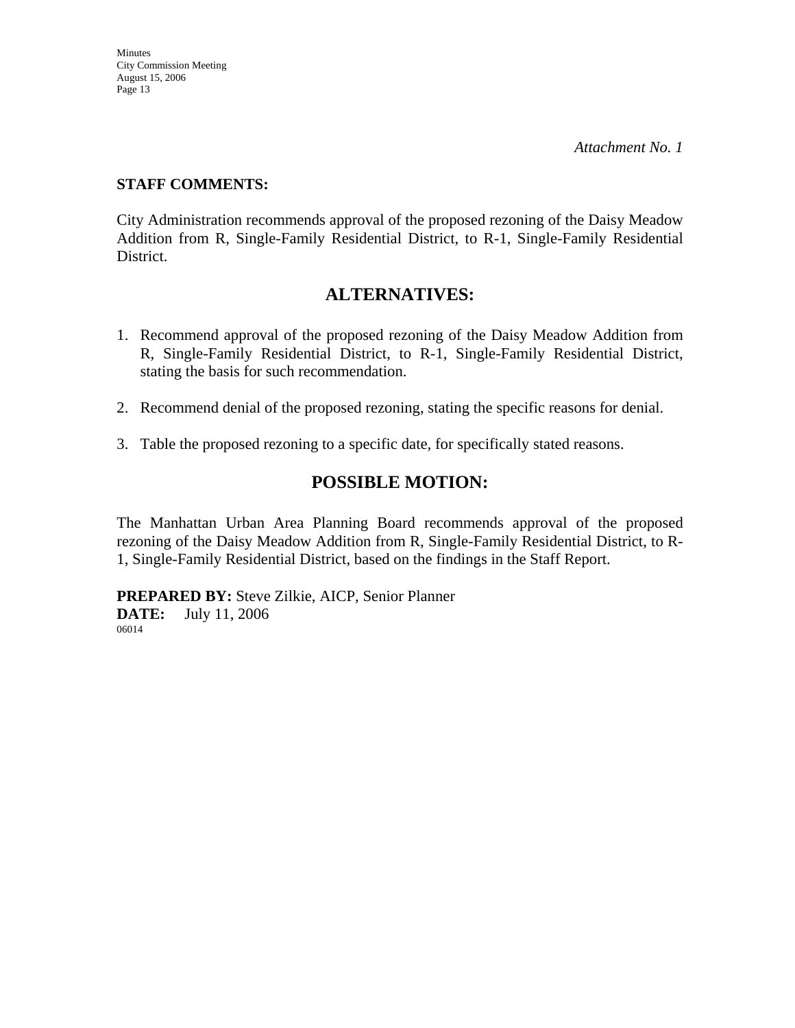*Attachment No. 1*

**STAFF COMMENTS:**

City Administration recommends approval of the proposed rezoning of the Daisy Meadow Addition from R, Single-Family Residential District, to R-1, Single-Family Residential District.

## ALTERNATIVES:

1. Recommend approval of the proposed rezoning of the Daisy Meadow Addition from R, Single-Family Residential District, to R-1, Single-Family Residential District, stating the basis for such recommendation.

2. Recommend denial of the proposed rezoning, stating the specific reasons for denial.

3. Table the proposed rezoning to a specific date, for specifically stated reasons.

## POSSIBLE MOTION:

The Manhattan Urban Area Planning Board recommends approval of the proposed rezoning of the Daisy Meadow Addition from R, Single-Family Residential District, to R-1, Single-Family Residential District, based on the findings in the Staff Report.

**PREPARED BY:** Steve Zilkie, AICP, Senior Planner
**DATE:** July 11, 2006
06014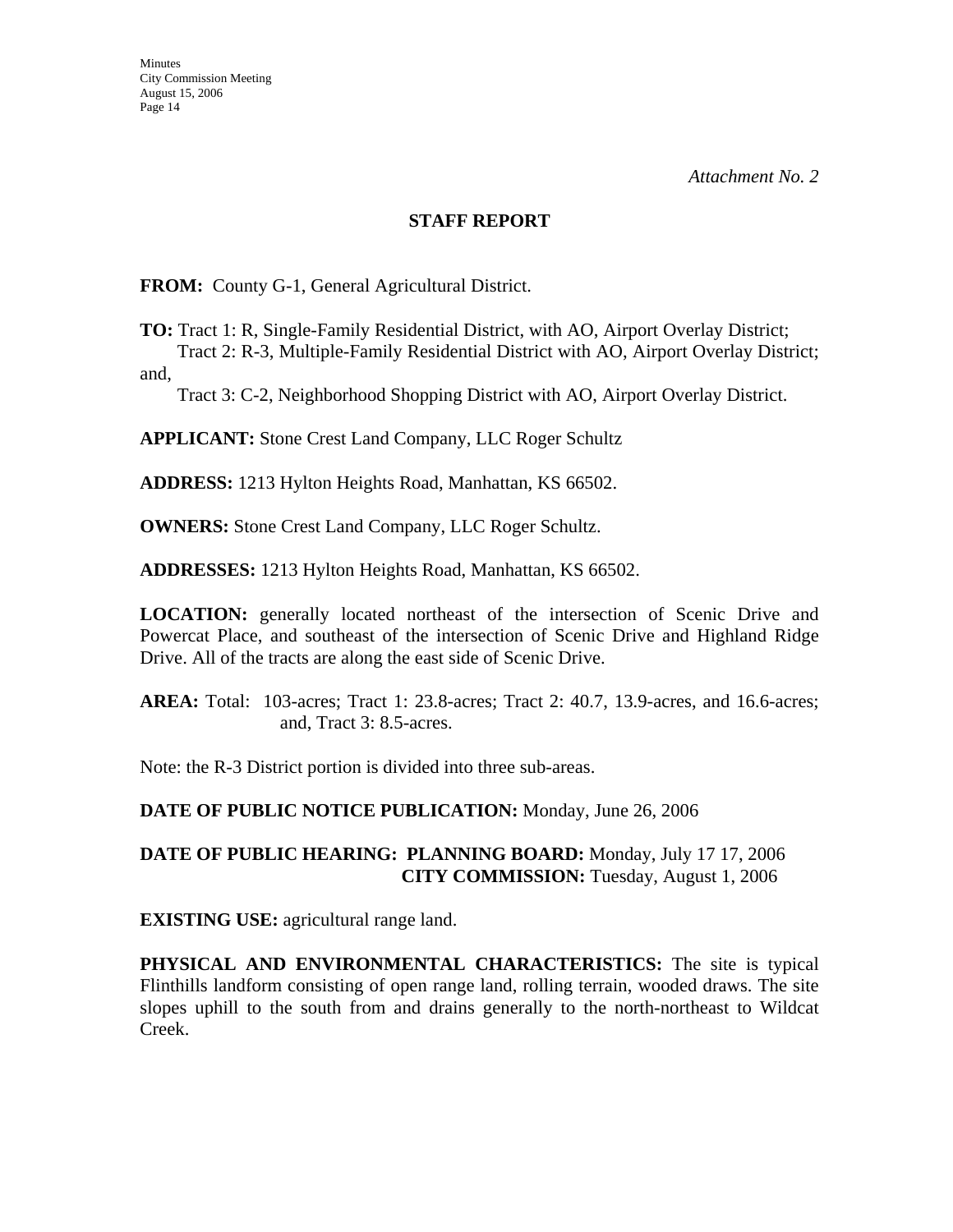*Attachment No. 2*

## STAFF REPORT

**FROM:** County G-1, General Agricultural District.

**TO:** Tract 1: R, Single-Family Residential District, with AO, Airport Overlay District;
Tract 2: R-3, Multiple-Family Residential District with AO, Airport Overlay District; and,
Tract 3: C-2, Neighborhood Shopping District with AO, Airport Overlay District.

**APPLICANT:** Stone Crest Land Company, LLC Roger Schultz

**ADDRESS:** 1213 Hylton Heights Road, Manhattan, KS 66502.

**OWNERS:** Stone Crest Land Company, LLC Roger Schultz.

**ADDRESSES:** 1213 Hylton Heights Road, Manhattan, KS 66502.

**LOCATION:** generally located northeast of the intersection of Scenic Drive and Powercat Place, and southeast of the intersection of Scenic Drive and Highland Ridge Drive. All of the tracts are along the east side of Scenic Drive.

**AREA:** Total: 103-acres; Tract 1: 23.8-acres; Tract 2: 40.7, 13.9-acres, and 16.6-acres; and, Tract 3: 8.5-acres.

Note: the R-3 District portion is divided into three sub-areas.

**DATE OF PUBLIC NOTICE PUBLICATION:** Monday, June 26, 2006

**DATE OF PUBLIC HEARING: PLANNING BOARD:** Monday, July 17 17, 2006
**CITY COMMISSION:** Tuesday, August 1, 2006

**EXISTING USE:** agricultural range land.

**PHYSICAL AND ENVIRONMENTAL CHARACTERISTICS:** The site is typical Flinthills landform consisting of open range land, rolling terrain, wooded draws. The site slopes uphill to the south from and drains generally to the north-northeast to Wildcat Creek.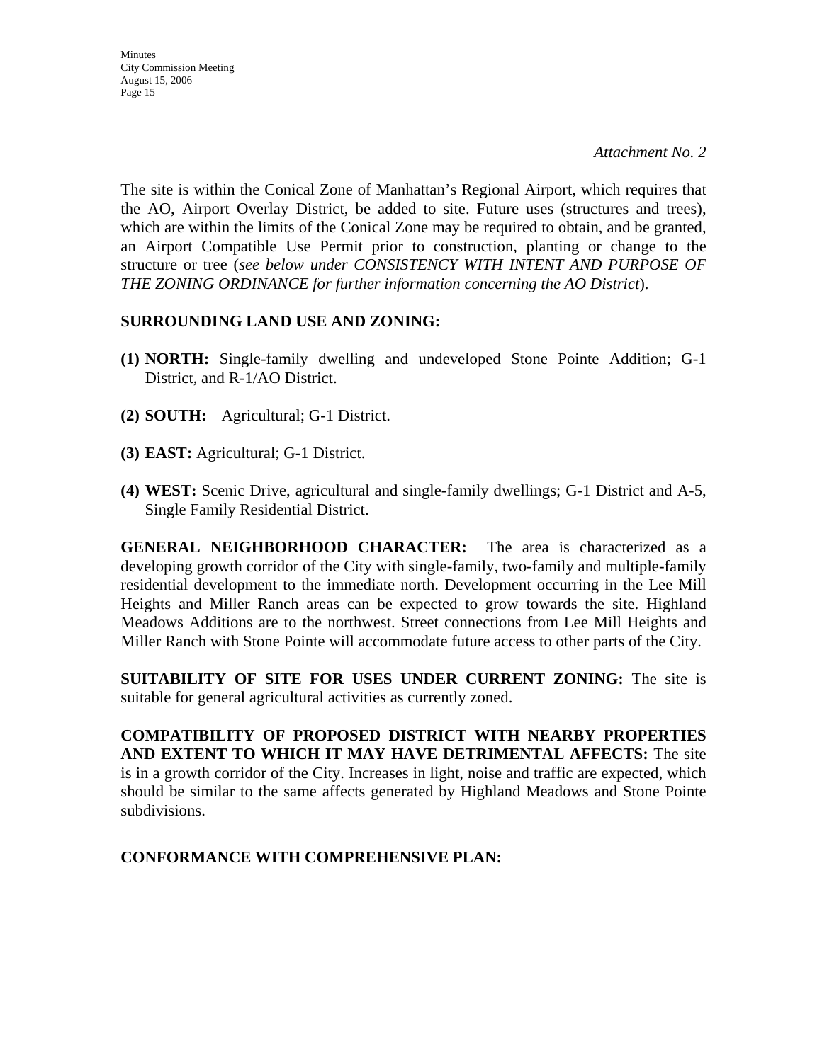*Attachment No. 2*

The site is within the Conical Zone of Manhattan's Regional Airport, which requires that the AO, Airport Overlay District, be added to site. Future uses (structures and trees), which are within the limits of the Conical Zone may be required to obtain, and be granted, an Airport Compatible Use Permit prior to construction, planting or change to the structure or tree (*see below under CONSISTENCY WITH INTENT AND PURPOSE OF THE ZONING ORDINANCE for further information concerning the AO District*).

**SURROUNDING LAND USE AND ZONING:**

**(1) NORTH:** Single-family dwelling and undeveloped Stone Pointe Addition; G-1 District, and R-1/AO District.

**(2) SOUTH:** Agricultural; G-1 District.

**(3) EAST:** Agricultural; G-1 District.

**(4) WEST:** Scenic Drive, agricultural and single-family dwellings; G-1 District and A-5, Single Family Residential District.

**GENERAL NEIGHBORHOOD CHARACTER:** The area is characterized as a developing growth corridor of the City with single-family, two-family and multiple-family residential development to the immediate north. Development occurring in the Lee Mill Heights and Miller Ranch areas can be expected to grow towards the site. Highland Meadows Additions are to the northwest. Street connections from Lee Mill Heights and Miller Ranch with Stone Pointe will accommodate future access to other parts of the City.

**SUITABILITY OF SITE FOR USES UNDER CURRENT ZONING:** The site is suitable for general agricultural activities as currently zoned.

**COMPATIBILITY OF PROPOSED DISTRICT WITH NEARBY PROPERTIES AND EXTENT TO WHICH IT MAY HAVE DETRIMENTAL AFFECTS:** The site is in a growth corridor of the City. Increases in light, noise and traffic are expected, which should be similar to the same affects generated by Highland Meadows and Stone Pointe subdivisions.

**CONFORMANCE WITH COMPREHENSIVE PLAN:**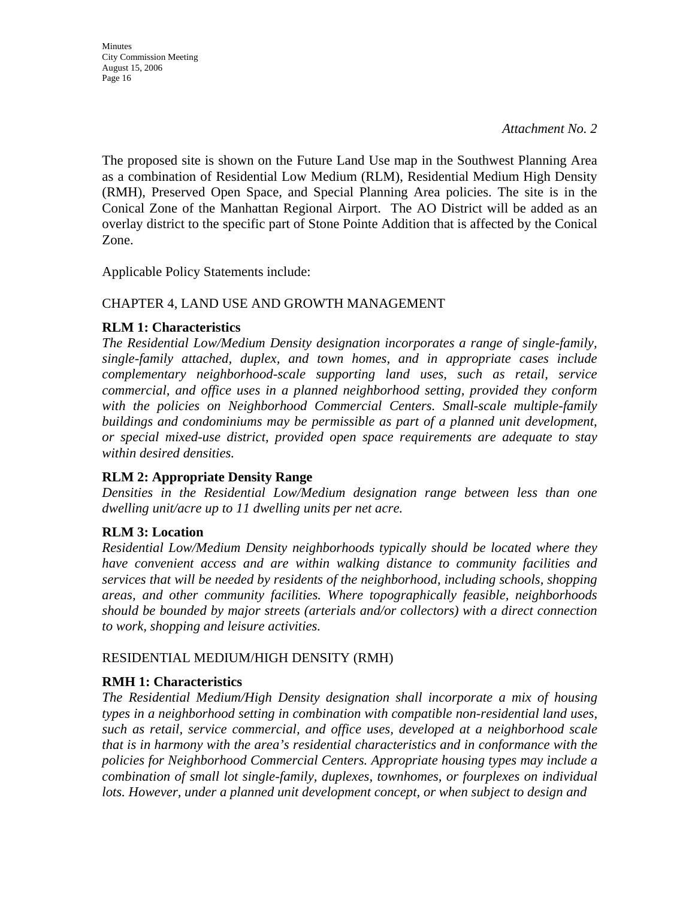*Attachment No. 2*

The proposed site is shown on the Future Land Use map in the Southwest Planning Area as a combination of Residential Low Medium (RLM), Residential Medium High Density (RMH), Preserved Open Space, and Special Planning Area policies. The site is in the Conical Zone of the Manhattan Regional Airport. The AO District will be added as an overlay district to the specific part of Stone Pointe Addition that is affected by the Conical Zone.

Applicable Policy Statements include:

CHAPTER 4, LAND USE AND GROWTH MANAGEMENT

**RLM 1: Characteristics**

*The Residential Low/Medium Density designation incorporates a range of single-family, single-family attached, duplex, and town homes, and in appropriate cases include complementary neighborhood-scale supporting land uses, such as retail, service commercial, and office uses in a planned neighborhood setting, provided they conform with the policies on Neighborhood Commercial Centers. Small-scale multiple-family buildings and condominiums may be permissible as part of a planned unit development, or special mixed-use district, provided open space requirements are adequate to stay within desired densities.*

**RLM 2: Appropriate Density Range**

*Densities in the Residential Low/Medium designation range between less than one dwelling unit/acre up to 11 dwelling units per net acre.*

**RLM 3: Location**

*Residential Low/Medium Density neighborhoods typically should be located where they have convenient access and are within walking distance to community facilities and services that will be needed by residents of the neighborhood, including schools, shopping areas, and other community facilities. Where topographically feasible, neighborhoods should be bounded by major streets (arterials and/or collectors) with a direct connection to work, shopping and leisure activities.*

RESIDENTIAL MEDIUM/HIGH DENSITY (RMH)

**RMH 1: Characteristics**

*The Residential Medium/High Density designation shall incorporate a mix of housing types in a neighborhood setting in combination with compatible non-residential land uses, such as retail, service commercial, and office uses, developed at a neighborhood scale that is in harmony with the area's residential characteristics and in conformance with the policies for Neighborhood Commercial Centers. Appropriate housing types may include a combination of small lot single-family, duplexes, townhomes, or fourplexes on individual lots. However, under a planned unit development concept, or when subject to design and*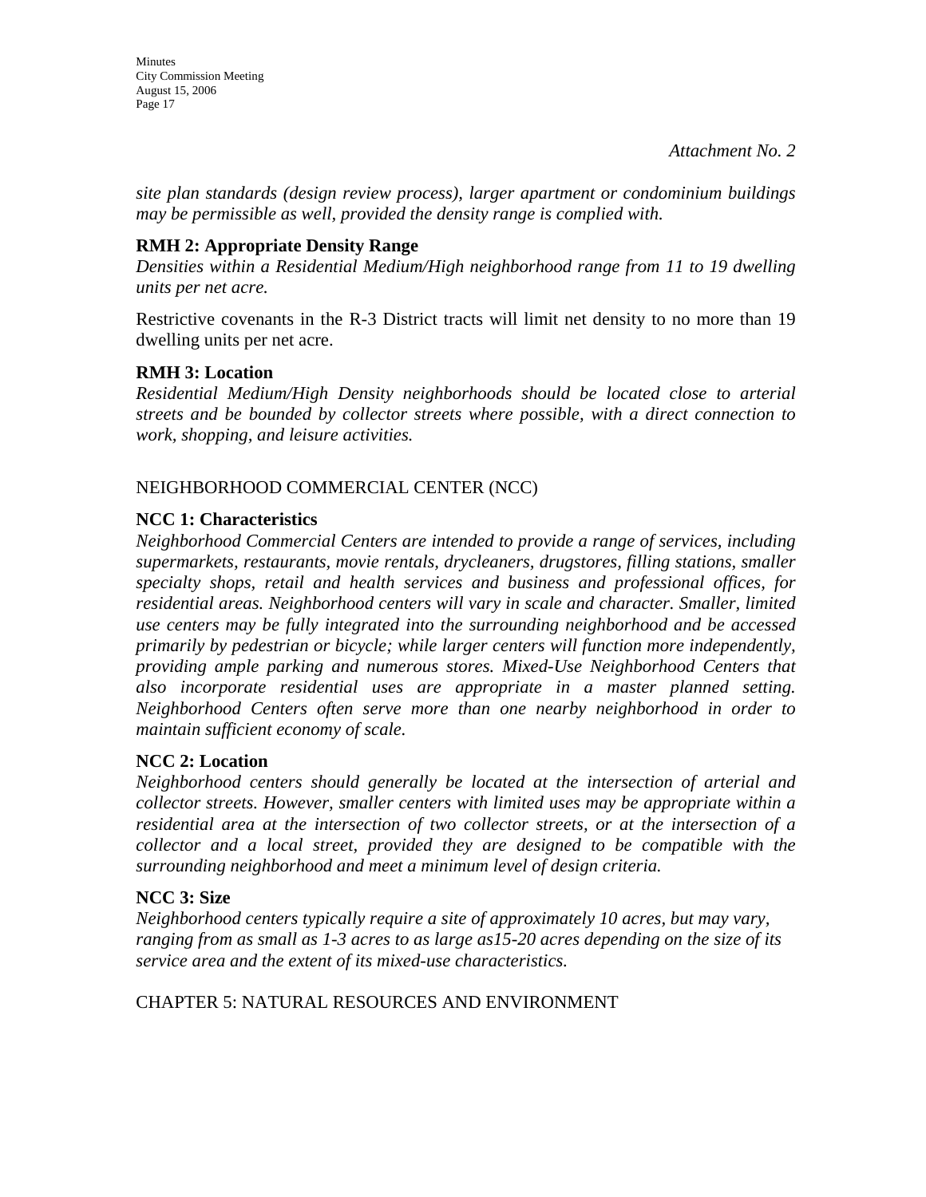*Attachment No. 2*

*site plan standards (design review process), larger apartment or condominium buildings may be permissible as well, provided the density range is complied with.*

**RMH 2: Appropriate Density Range**
*Densities within a Residential Medium/High neighborhood range from 11 to 19 dwelling units per net acre.*

Restrictive covenants in the R-3 District tracts will limit net density to no more than 19 dwelling units per net acre.

**RMH 3: Location**
*Residential Medium/High Density neighborhoods should be located close to arterial streets and be bounded by collector streets where possible, with a direct connection to work, shopping, and leisure activities.*

NEIGHBORHOOD COMMERCIAL CENTER (NCC)

**NCC 1: Characteristics**
*Neighborhood Commercial Centers are intended to provide a range of services, including supermarkets, restaurants, movie rentals, drycleaners, drugstores, filling stations, smaller specialty shops, retail and health services and business and professional offices, for residential areas. Neighborhood centers will vary in scale and character. Smaller, limited use centers may be fully integrated into the surrounding neighborhood and be accessed primarily by pedestrian or bicycle; while larger centers will function more independently, providing ample parking and numerous stores. Mixed-Use Neighborhood Centers that also incorporate residential uses are appropriate in a master planned setting. Neighborhood Centers often serve more than one nearby neighborhood in order to maintain sufficient economy of scale.*

**NCC 2: Location**
*Neighborhood centers should generally be located at the intersection of arterial and collector streets. However, smaller centers with limited uses may be appropriate within a residential area at the intersection of two collector streets, or at the intersection of a collector and a local street, provided they are designed to be compatible with the surrounding neighborhood and meet a minimum level of design criteria.*

**NCC 3: Size**
*Neighborhood centers typically require a site of approximately 10 acres, but may vary, ranging from as small as 1-3 acres to as large as15-20 acres depending on the size of its service area and the extent of its mixed-use characteristics.*

CHAPTER 5: NATURAL RESOURCES AND ENVIRONMENT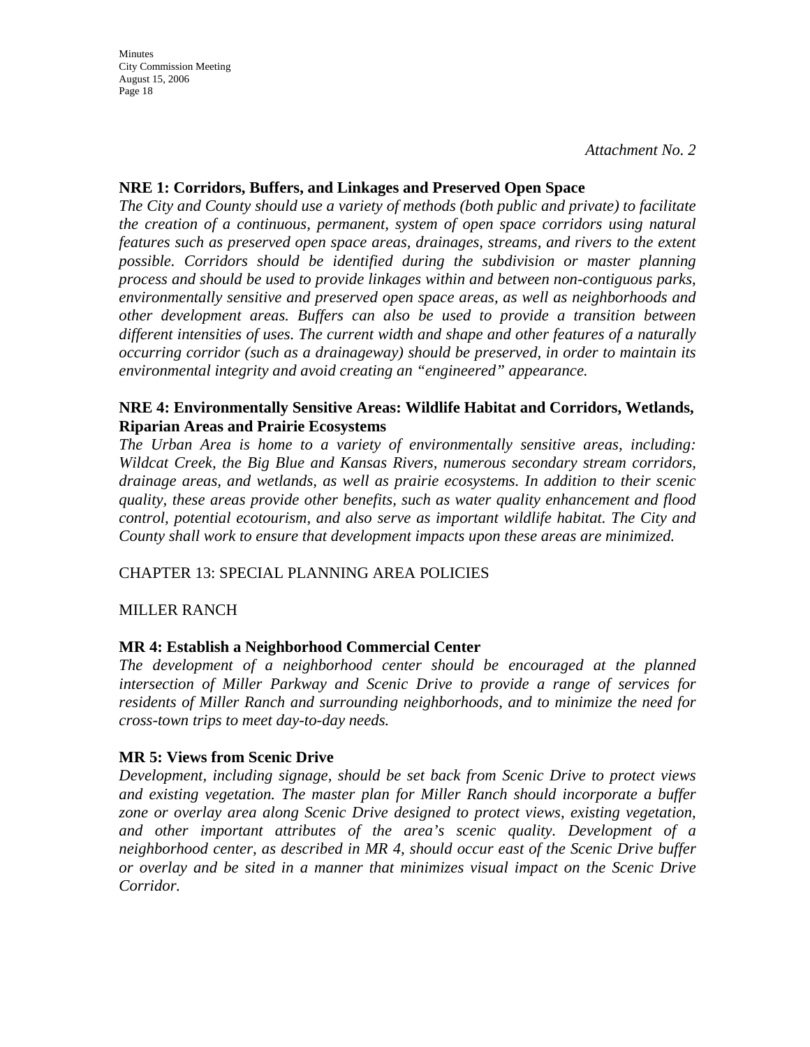*Attachment No. 2*

**NRE 1: Corridors, Buffers, and Linkages and Preserved Open Space**

*The City and County should use a variety of methods (both public and private) to facilitate the creation of a continuous, permanent, system of open space corridors using natural features such as preserved open space areas, drainages, streams, and rivers to the extent possible. Corridors should be identified during the subdivision or master planning process and should be used to provide linkages within and between non-contiguous parks, environmentally sensitive and preserved open space areas, as well as neighborhoods and other development areas. Buffers can also be used to provide a transition between different intensities of uses. The current width and shape and other features of a naturally occurring corridor (such as a drainageway) should be preserved, in order to maintain its environmental integrity and avoid creating an "engineered" appearance.*

**NRE 4: Environmentally Sensitive Areas: Wildlife Habitat and Corridors, Wetlands, Riparian Areas and Prairie Ecosystems**

*The Urban Area is home to a variety of environmentally sensitive areas, including: Wildcat Creek, the Big Blue and Kansas Rivers, numerous secondary stream corridors, drainage areas, and wetlands, as well as prairie ecosystems. In addition to their scenic quality, these areas provide other benefits, such as water quality enhancement and flood control, potential ecotourism, and also serve as important wildlife habitat. The City and County shall work to ensure that development impacts upon these areas are minimized.*

CHAPTER 13: SPECIAL PLANNING AREA POLICIES

MILLER RANCH

**MR 4: Establish a Neighborhood Commercial Center**

*The development of a neighborhood center should be encouraged at the planned intersection of Miller Parkway and Scenic Drive to provide a range of services for residents of Miller Ranch and surrounding neighborhoods, and to minimize the need for cross-town trips to meet day-to-day needs.*

**MR 5: Views from Scenic Drive**

*Development, including signage, should be set back from Scenic Drive to protect views and existing vegetation. The master plan for Miller Ranch should incorporate a buffer zone or overlay area along Scenic Drive designed to protect views, existing vegetation, and other important attributes of the area's scenic quality. Development of a neighborhood center, as described in MR 4, should occur east of the Scenic Drive buffer or overlay and be sited in a manner that minimizes visual impact on the Scenic Drive Corridor.*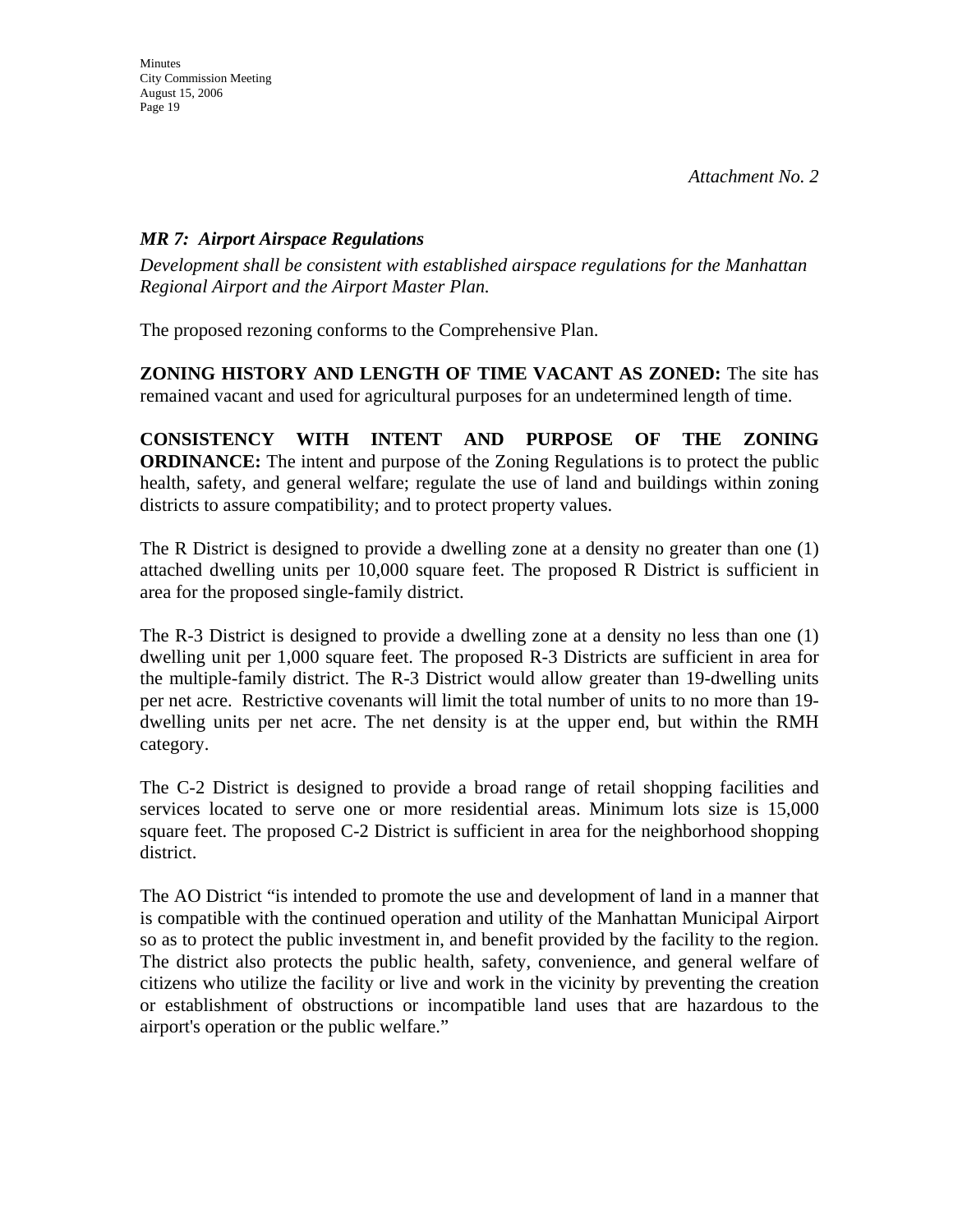*Attachment No. 2*

***MR 7: Airport Airspace Regulations***

*Development shall be consistent with established airspace regulations for the Manhattan Regional Airport and the Airport Master Plan.*

The proposed rezoning conforms to the Comprehensive Plan.

**ZONING HISTORY AND LENGTH OF TIME VACANT AS ZONED:** The site has remained vacant and used for agricultural purposes for an undetermined length of time.

**CONSISTENCY WITH INTENT AND PURPOSE OF THE ZONING ORDINANCE:** The intent and purpose of the Zoning Regulations is to protect the public health, safety, and general welfare; regulate the use of land and buildings within zoning districts to assure compatibility; and to protect property values.

The R District is designed to provide a dwelling zone at a density no greater than one (1) attached dwelling units per 10,000 square feet. The proposed R District is sufficient in area for the proposed single-family district.

The R-3 District is designed to provide a dwelling zone at a density no less than one (1) dwelling unit per 1,000 square feet. The proposed R-3 Districts are sufficient in area for the multiple-family district. The R-3 District would allow greater than 19-dwelling units per net acre. Restrictive covenants will limit the total number of units to no more than 19-dwelling units per net acre. The net density is at the upper end, but within the RMH category.

The C-2 District is designed to provide a broad range of retail shopping facilities and services located to serve one or more residential areas. Minimum lots size is 15,000 square feet. The proposed C-2 District is sufficient in area for the neighborhood shopping district.

The AO District "is intended to promote the use and development of land in a manner that is compatible with the continued operation and utility of the Manhattan Municipal Airport so as to protect the public investment in, and benefit provided by the facility to the region. The district also protects the public health, safety, convenience, and general welfare of citizens who utilize the facility or live and work in the vicinity by preventing the creation or establishment of obstructions or incompatible land uses that are hazardous to the airport's operation or the public welfare."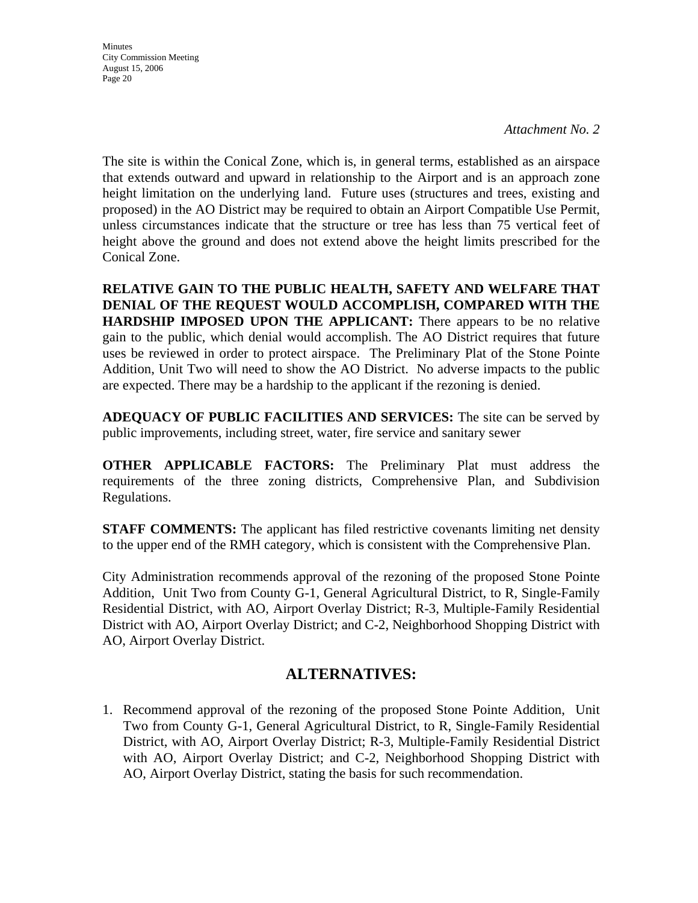*Attachment No. 2*

The site is within the Conical Zone, which is, in general terms, established as an airspace that extends outward and upward in relationship to the Airport and is an approach zone height limitation on the underlying land. Future uses (structures and trees, existing and proposed) in the AO District may be required to obtain an Airport Compatible Use Permit, unless circumstances indicate that the structure or tree has less than 75 vertical feet of height above the ground and does not extend above the height limits prescribed for the Conical Zone.

**RELATIVE GAIN TO THE PUBLIC HEALTH, SAFETY AND WELFARE THAT DENIAL OF THE REQUEST WOULD ACCOMPLISH, COMPARED WITH THE HARDSHIP IMPOSED UPON THE APPLICANT:** There appears to be no relative gain to the public, which denial would accomplish. The AO District requires that future uses be reviewed in order to protect airspace. The Preliminary Plat of the Stone Pointe Addition, Unit Two will need to show the AO District. No adverse impacts to the public are expected. There may be a hardship to the applicant if the rezoning is denied.

**ADEQUACY OF PUBLIC FACILITIES AND SERVICES:** The site can be served by public improvements, including street, water, fire service and sanitary sewer

**OTHER APPLICABLE FACTORS:** The Preliminary Plat must address the requirements of the three zoning districts, Comprehensive Plan, and Subdivision Regulations.

**STAFF COMMENTS:** The applicant has filed restrictive covenants limiting net density to the upper end of the RMH category, which is consistent with the Comprehensive Plan.

City Administration recommends approval of the rezoning of the proposed Stone Pointe Addition, Unit Two from County G-1, General Agricultural District, to R, Single-Family Residential District, with AO, Airport Overlay District; R-3, Multiple-Family Residential District with AO, Airport Overlay District; and C-2, Neighborhood Shopping District with AO, Airport Overlay District.

## ALTERNATIVES:

1. Recommend approval of the rezoning of the proposed Stone Pointe Addition, Unit Two from County G-1, General Agricultural District, to R, Single-Family Residential District, with AO, Airport Overlay District; R-3, Multiple-Family Residential District with AO, Airport Overlay District; and C-2, Neighborhood Shopping District with AO, Airport Overlay District, stating the basis for such recommendation.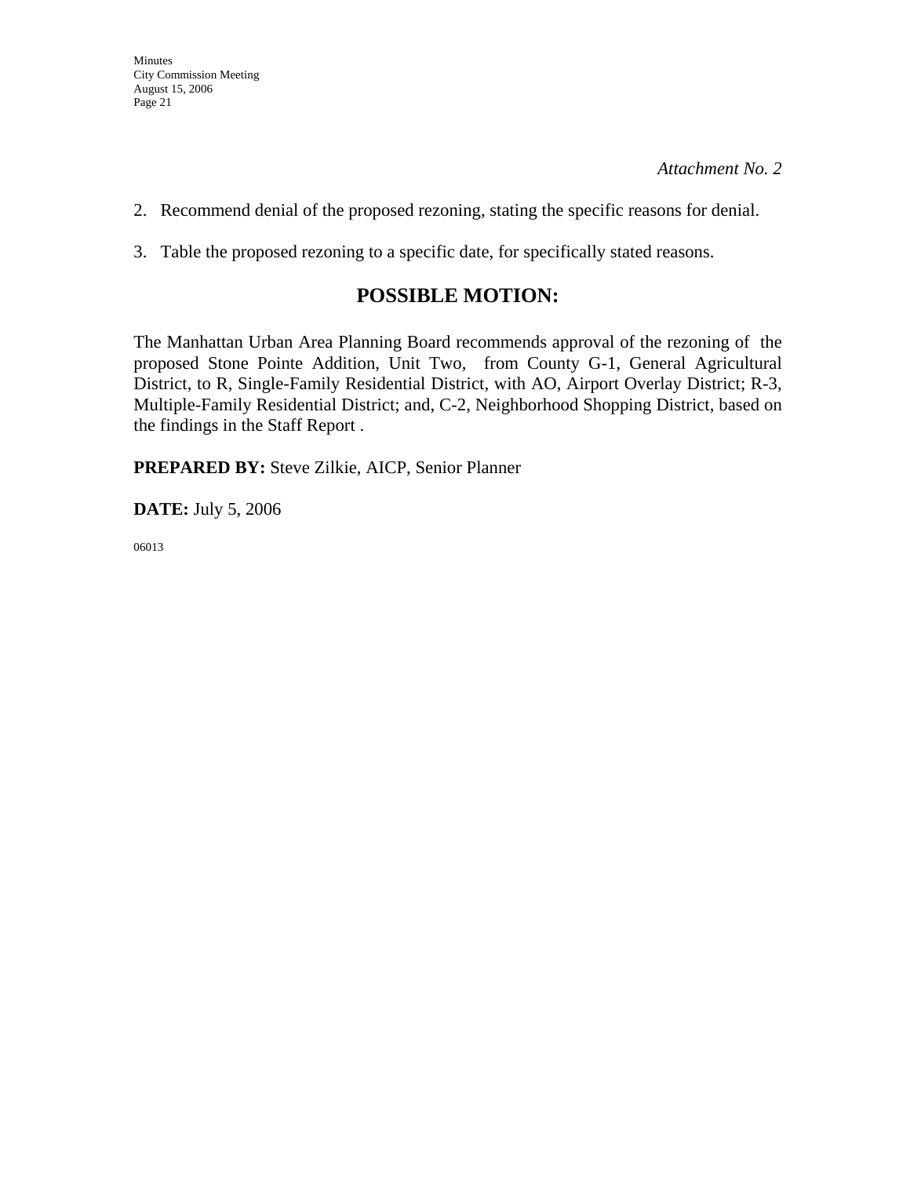*Attachment No. 2*

2. Recommend denial of the proposed rezoning, stating the specific reasons for denial.

3. Table the proposed rezoning to a specific date, for specifically stated reasons.

## POSSIBLE MOTION:

The Manhattan Urban Area Planning Board recommends approval of the rezoning of the proposed Stone Pointe Addition, Unit Two, from County G-1, General Agricultural District, to R, Single-Family Residential District, with AO, Airport Overlay District; R-3, Multiple-Family Residential District; and, C-2, Neighborhood Shopping District, based on the findings in the Staff Report .

**PREPARED BY:** Steve Zilkie, AICP, Senior Planner

**DATE:** July 5, 2006

06013